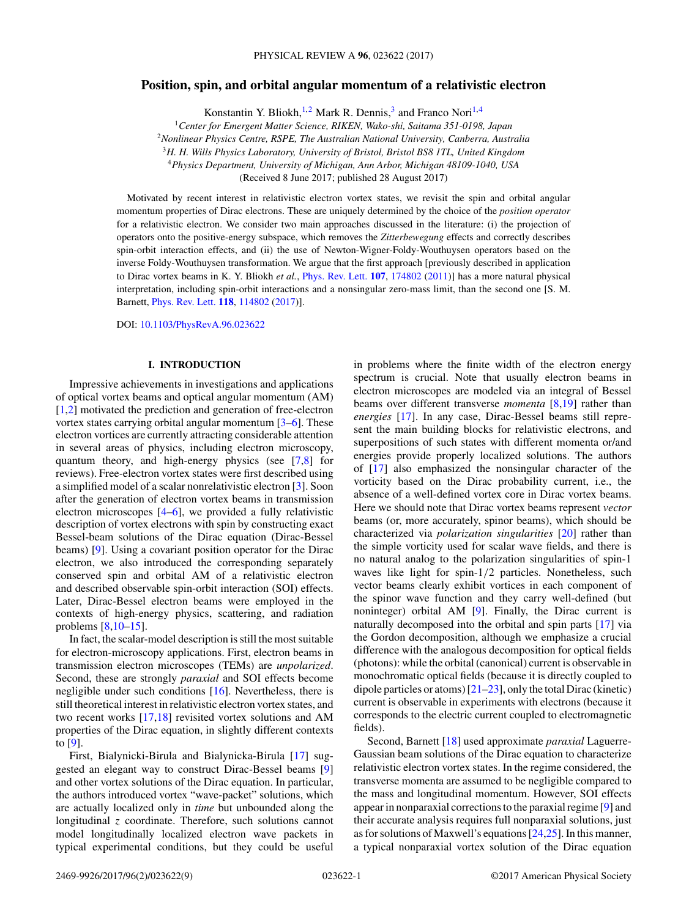# Position, spin, and orbital angular momentum of a relativistic electron

Konstantin Y. Bliokh,[1,2] Mark R. Dennis,[3] and Franco Nori[1,4]

[1]*Center for Emergent Matter Science, RIKEN, Wako-shi, Saitama 351-0198, Japan*
[2]*Nonlinear Physics Centre, RSPE, The Australian National University, Canberra, Australia*
[3]*H. H. Wills Physics Laboratory, University of Bristol, Bristol BS8 1TL, United Kingdom*
[4]*Physics Department, University of Michigan, Ann Arbor, Michigan 48109-1040, USA*

(Received 8 June 2017; published 28 August 2017)

Motivated by recent interest in relativistic electron vortex states, we revisit the spin and orbital angular momentum properties of Dirac electrons. These are uniquely determined by the choice of the *position operator* for a relativistic electron. We consider two main approaches discussed in the literature: (i) the projection of operators onto the positive-energy subspace, which removes the *Zitterbewegung* effects and correctly describes spin-orbit interaction effects, and (ii) the use of Newton-Wigner-Foldy-Wouthuysen operators based on the inverse Foldy-Wouthuysen transformation. We argue that the first approach [previously described in application to Dirac vortex beams in K. Y. Bliokh *et al.*, Phys. Rev. Lett. **107**, 174802 (2011)] has a more natural physical interpretation, including spin-orbit interactions and a nonsingular zero-mass limit, than the second one [S. M. Barnett, Phys. Rev. Lett. **118**, 114802 (2017)].

DOI: 10.1103/PhysRevA.96.023622

## I. INTRODUCTION

Impressive achievements in investigations and applications of optical vortex beams and optical angular momentum (AM) [1,2] motivated the prediction and generation of free-electron vortex states carrying orbital angular momentum [3–6]. These electron vortices are currently attracting considerable attention in several areas of physics, including electron microscopy, quantum theory, and high-energy physics (see [7,8] for reviews). Free-electron vortex states were first described using a simplified model of a scalar nonrelativistic electron [3]. Soon after the generation of electron vortex beams in transmission electron microscopes [4–6], we provided a fully relativistic description of vortex electrons with spin by constructing exact Bessel-beam solutions of the Dirac equation (Dirac-Bessel beams) [9]. Using a covariant position operator for the Dirac electron, we also introduced the corresponding separately conserved spin and orbital AM of a relativistic electron and described observable spin-orbit interaction (SOI) effects. Later, Dirac-Bessel electron beams were employed in the contexts of high-energy physics, scattering, and radiation problems [8,10–15].

In fact, the scalar-model description is still the most suitable for electron-microscopy applications. First, electron beams in transmission electron microscopes (TEMs) are *unpolarized*. Second, these are strongly *paraxial* and SOI effects become negligible under such conditions [16]. Nevertheless, there is still theoretical interest in relativistic electron vortex states, and two recent works [17,18] revisited vortex solutions and AM properties of the Dirac equation, in slightly different contexts to [9].

First, Bialynicki-Birula and Bialynicka-Birula [17] suggested an elegant way to construct Dirac-Bessel beams [9] and other vortex solutions of the Dirac equation. In particular, the authors introduced vortex "wave-packet" solutions, which are actually localized only in *time* but unbounded along the longitudinal $z$ coordinate. Therefore, such solutions cannot model longitudinally localized electron wave packets in typical experimental conditions, but they could be useful in problems where the finite width of the electron energy spectrum is crucial. Note that usually electron beams in electron microscopes are modeled via an integral of Bessel beams over different transverse *momenta* [8,19] rather than *energies* [17]. In any case, Dirac-Bessel beams still represent the main building blocks for relativistic electrons, and superpositions of such states with different momenta or/and energies provide properly localized solutions. The authors of [17] also emphasized the nonsingular character of the vorticity based on the Dirac probability current, i.e., the absence of a well-defined vortex core in Dirac vortex beams. Here we should note that Dirac vortex beams represent *vector* beams (or, more accurately, spinor beams), which should be characterized via *polarization singularities* [20] rather than the simple vorticity used for scalar wave fields, and there is no natural analog to the polarization singularities of spin-1 waves like light for spin-1/2 particles. Nonetheless, such vector beams clearly exhibit vortices in each component of the spinor wave function and they carry well-defined (but noninteger) orbital AM [9]. Finally, the Dirac current is naturally decomposed into the orbital and spin parts [17] via the Gordon decomposition, although we emphasize a crucial difference with the analogous decomposition for optical fields (photons): while the orbital (canonical) current is observable in monochromatic optical fields (because it is directly coupled to dipole particles or atoms) [21–23], only the total Dirac (kinetic) current is observable in experiments with electrons (because it corresponds to the electric current coupled to electromagnetic fields).

Second, Barnett [18] used approximate *paraxial* Laguerre-Gaussian beam solutions of the Dirac equation to characterize relativistic electron vortex states. In the regime considered, the transverse momenta are assumed to be negligible compared to the mass and longitudinal momentum. However, SOI effects appear in nonparaxial corrections to the paraxial regime [9] and their accurate analysis requires full nonparaxial solutions, just as for solutions of Maxwell's equations [24,25]. In this manner, a typical nonparaxial vortex solution of the Dirac equation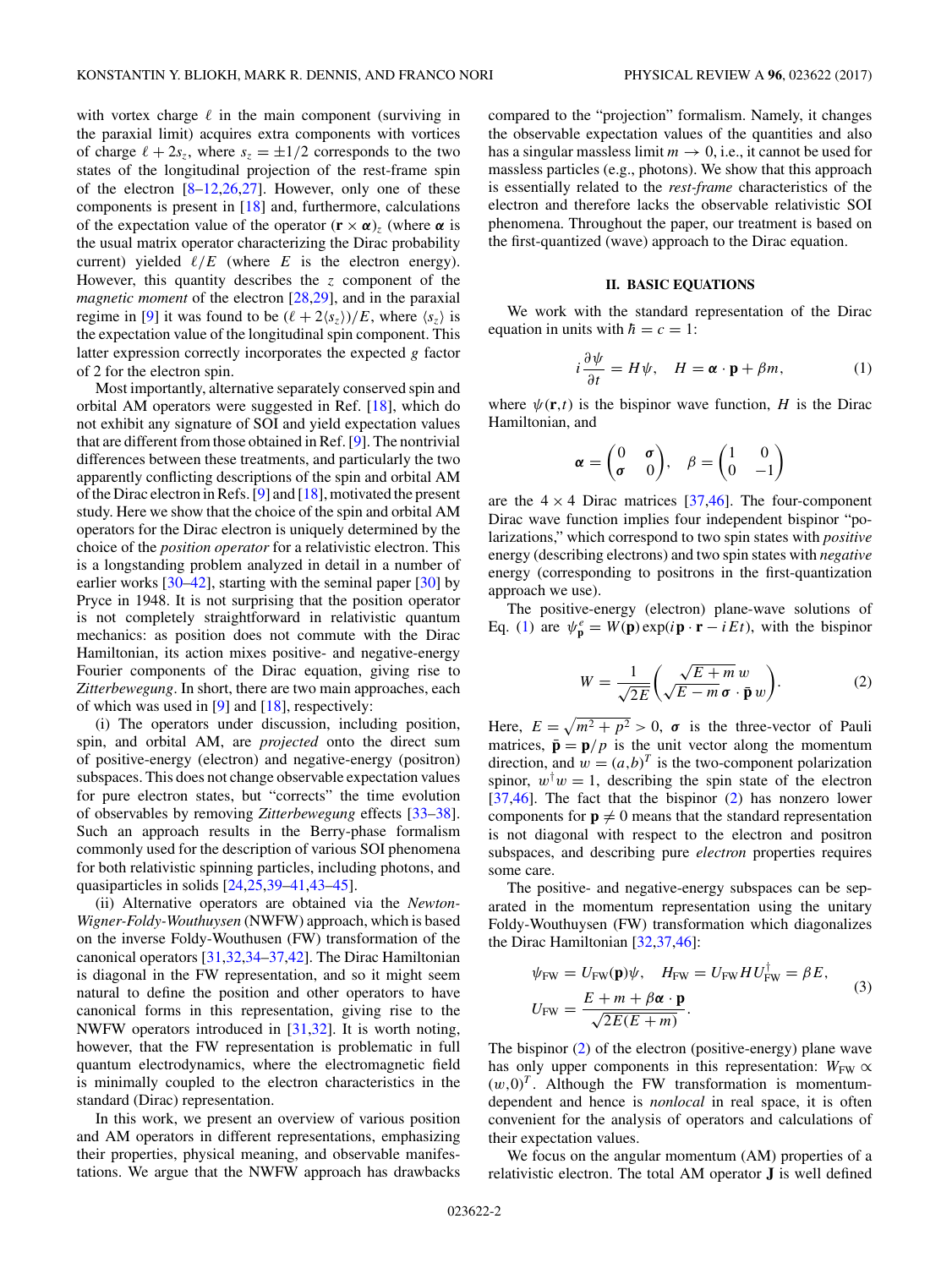with vortex charge $\ell$ in the main component (surviving in the paraxial limit) acquires extra components with vortices of charge $\ell + 2s_z$, where $s_z = \pm 1/2$ corresponds to the two states of the longitudinal projection of the rest-frame spin of the electron [8–12,26,27]. However, only one of these components is present in [18] and, furthermore, calculations of the expectation value of the operator $(\mathbf{r} \times \boldsymbol{\alpha})_z$ (where $\boldsymbol{\alpha}$ is the usual matrix operator characterizing the Dirac probability current) yielded $\ell/E$ (where $E$ is the electron energy). However, this quantity describes the $z$ component of the *magnetic moment* of the electron [28,29], and in the paraxial regime in [9] it was found to be $(\ell + 2\langle s_z \rangle)/E$, where $\langle s_z \rangle$ is the expectation value of the longitudinal spin component. This latter expression correctly incorporates the expected $g$ factor of 2 for the electron spin.

Most importantly, alternative separately conserved spin and orbital AM operators were suggested in Ref. [18], which do not exhibit any signature of SOI and yield expectation values that are different from those obtained in Ref. [9]. The nontrivial differences between these treatments, and particularly the two apparently conflicting descriptions of the spin and orbital AM of the Dirac electron in Refs. [9] and [18], motivated the present study. Here we show that the choice of the spin and orbital AM operators for the Dirac electron is uniquely determined by the choice of the *position operator* for a relativistic electron. This is a longstanding problem analyzed in detail in a number of earlier works [30–42], starting with the seminal paper [30] by Pryce in 1948. It is not surprising that the position operator is not completely straightforward in relativistic quantum mechanics: as position does not commute with the Dirac Hamiltonian, its action mixes positive- and negative-energy Fourier components of the Dirac equation, giving rise to *Zitterbewegung*. In short, there are two main approaches, each of which was used in [9] and [18], respectively:

(i) The operators under discussion, including position, spin, and orbital AM, are *projected* onto the direct sum of positive-energy (electron) and negative-energy (positron) subspaces. This does not change observable expectation values for pure electron states, but "corrects" the time evolution of observables by removing *Zitterbewegung* effects [33–38]. Such an approach results in the Berry-phase formalism commonly used for the description of various SOI phenomena for both relativistic spinning particles, including photons, and quasiparticles in solids [24,25,39–41,43–45].

(ii) Alternative operators are obtained via the *Newton-Wigner-Foldy-Wouthuysen* (NWFW) approach, which is based on the inverse Foldy-Wouthuysen (FW) transformation of the canonical operators [31,32,34–37,42]. The Dirac Hamiltonian is diagonal in the FW representation, and so it might seem natural to define the position and other operators to have canonical forms in this representation, giving rise to the NWFW operators introduced in [31,32]. It is worth noting, however, that the FW representation is problematic in full quantum electrodynamics, where the electromagnetic field is minimally coupled to the electron characteristics in the standard (Dirac) representation.

In this work, we present an overview of various position and AM operators in different representations, emphasizing their properties, physical meaning, and observable manifestations. We argue that the NWFW approach has drawbacks compared to the "projection" formalism. Namely, it changes the observable expectation values of the quantities and also has a singular massless limit $m \to 0$, i.e., it cannot be used for massless particles (e.g., photons). We show that this approach is essentially related to the *rest-frame* characteristics of the electron and therefore lacks the observable relativistic SOI phenomena. Throughout the paper, our treatment is based on the first-quantized (wave) approach to the Dirac equation.

## II. BASIC EQUATIONS

We work with the standard representation of the Dirac equation in units with $\hbar = c = 1$:

$$i\frac{\partial \psi}{\partial t} = H\psi, \quad H = \boldsymbol{\alpha} \cdot \mathbf{p} + \beta m, \tag{1}$$

where $\psi(\mathbf{r},t)$ is the bispinor wave function, $H$ is the Dirac Hamiltonian, and

$$\boldsymbol{\alpha} = \begin{pmatrix} 0 & \boldsymbol{\sigma} \\ \boldsymbol{\sigma} & 0 \end{pmatrix}, \quad \beta = \begin{pmatrix} 1 & 0 \\ 0 & -1 \end{pmatrix}$$

are the $4 \times 4$ Dirac matrices [37,46]. The four-component Dirac wave function implies four independent bispinor "polarizations," which correspond to two spin states with *positive* energy (describing electrons) and two spin states with *negative* energy (corresponding to positrons in the first-quantization approach we use).

The positive-energy (electron) plane-wave solutions of Eq. (1) are $\psi^e_{\mathbf{p}} = W(\mathbf{p}) \exp(i\mathbf{p} \cdot \mathbf{r} - iEt)$, with the bispinor

$$W = \frac{1}{\sqrt{2E}} \begin{pmatrix} \sqrt{E+m}\, w \\ \sqrt{E-m}\, \boldsymbol{\sigma} \cdot \bar{\mathbf{p}}\, w \end{pmatrix}. \tag{2}$$

Here, $E = \sqrt{m^2 + p^2} > 0$, $\boldsymbol{\sigma}$ is the three-vector of Pauli matrices, $\bar{\mathbf{p}} = \mathbf{p}/p$ is the unit vector along the momentum direction, and $w = (a,b)^T$ is the two-component polarization spinor, $w^\dagger w = 1$, describing the spin state of the electron [37,46]. The fact that the bispinor (2) has nonzero lower components for $\mathbf{p} \neq 0$ means that the standard representation is not diagonal with respect to the electron and positron subspaces, and describing pure *electron* properties requires some care.

The positive- and negative-energy subspaces can be separated in the momentum representation using the unitary Foldy-Wouthuysen (FW) transformation which diagonalizes the Dirac Hamiltonian [32,37,46]:

$$\begin{aligned} \psi_{\text{FW}} &= U_{\text{FW}}(\mathbf{p})\psi, \quad H_{\text{FW}} = U_{\text{FW}} H U^\dagger_{\text{FW}} = \beta E, \\ U_{\text{FW}} &= \frac{E + m + \beta \boldsymbol{\alpha} \cdot \mathbf{p}}{\sqrt{2E(E+m)}}. \end{aligned} \tag{3}$$

The bispinor (2) of the electron (positive-energy) plane wave has only upper components in this representation: $W_{\text{FW}} \propto (w,0)^T$. Although the FW transformation is momentum-dependent and hence is *nonlocal* in real space, it is often convenient for the analysis of operators and calculations of their expectation values.

We focus on the angular momentum (AM) properties of a relativistic electron. The total AM operator $\mathbf{J}$ is well defined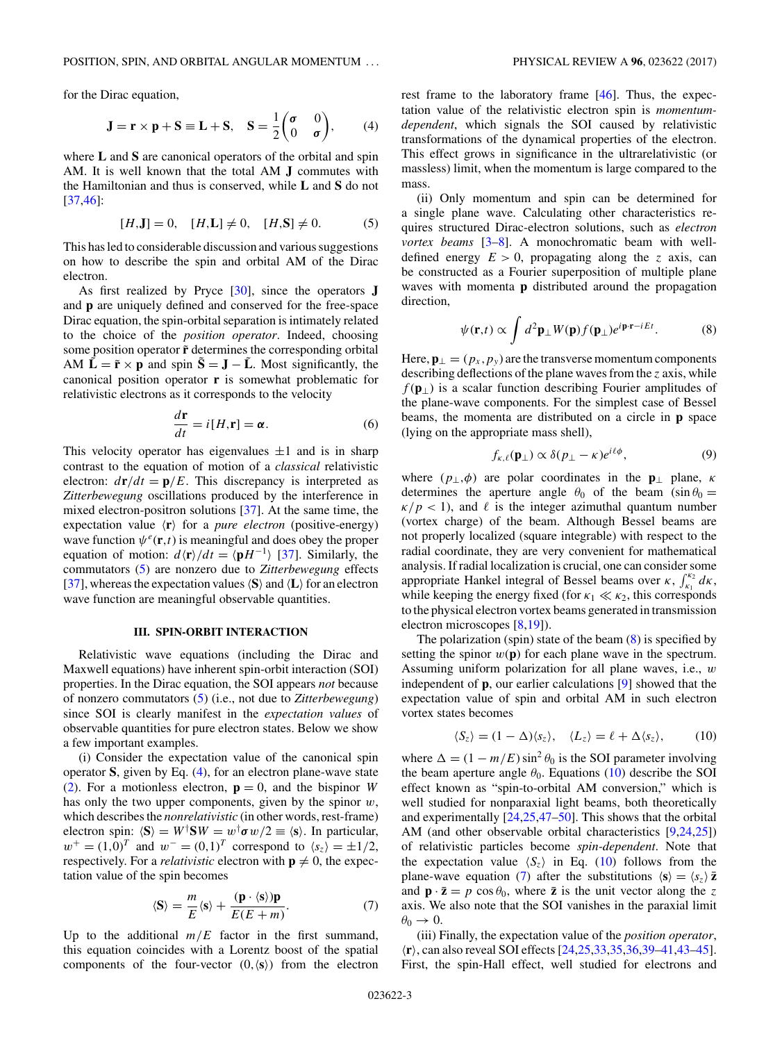for the Dirac equation,

$$\mathbf{J} = \mathbf{r} \times \mathbf{p} + \mathbf{S} \equiv \mathbf{L} + \mathbf{S}, \quad \mathbf{S} = \frac{1}{2}\begin{pmatrix} \boldsymbol{\sigma} & 0 \\ 0 & \boldsymbol{\sigma} \end{pmatrix}, \tag{4}$$

where $\mathbf{L}$ and $\mathbf{S}$ are canonical operators of the orbital and spin AM. It is well known that the total AM $\mathbf{J}$ commutes with the Hamiltonian and thus is conserved, while $\mathbf{L}$ and $\mathbf{S}$ do not [37,46]:

$$[H,\mathbf{J}] = 0, \quad [H,\mathbf{L}] \neq 0, \quad [H,\mathbf{S}] \neq 0. \tag{5}$$

This has led to considerable discussion and various suggestions on how to describe the spin and orbital AM of the Dirac electron.

As first realized by Pryce [30], since the operators $\mathbf{J}$ and $\mathbf{p}$ are uniquely defined and conserved for the free-space Dirac equation, the spin-orbital separation is intimately related to the choice of the *position operator*. Indeed, choosing some position operator $\tilde{\mathbf{r}}$ determines the corresponding orbital AM $\tilde{\mathbf{L}} = \tilde{\mathbf{r}} \times \mathbf{p}$ and spin $\tilde{\mathbf{S}} = \mathbf{J} - \tilde{\mathbf{L}}$. Most significantly, the canonical position operator $\mathbf{r}$ is somewhat problematic for relativistic electrons as it corresponds to the velocity

$$\frac{d\mathbf{r}}{dt} = i[H,\mathbf{r}] = \boldsymbol{\alpha}. \tag{6}$$

This velocity operator has eigenvalues $\pm 1$ and is in sharp contrast to the equation of motion of a *classical* relativistic electron: $d\mathbf{r}/dt = \mathbf{p}/E$. This discrepancy is interpreted as *Zitterbewegung* oscillations produced by the interference in mixed electron-positron solutions [37]. At the same time, the expectation value $\langle \mathbf{r} \rangle$ for a *pure electron* (positive-energy) wave function $\psi^e(\mathbf{r},t)$ is meaningful and does obey the proper equation of motion: $d\langle \mathbf{r} \rangle/dt = \langle \mathbf{p}H^{-1} \rangle$ [37]. Similarly, the commutators (5) are nonzero due to *Zitterbewegung* effects [37], whereas the expectation values $\langle \mathbf{S} \rangle$ and $\langle \mathbf{L} \rangle$ for an electron wave function are meaningful observable quantities.

## III. SPIN-ORBIT INTERACTION

Relativistic wave equations (including the Dirac and Maxwell equations) have inherent spin-orbit interaction (SOI) properties. In the Dirac equation, the SOI appears *not* because of nonzero commutators (5) (i.e., not due to *Zitterbewegung*) since SOI is clearly manifest in the *expectation values* of observable quantities for pure electron states. Below we show a few important examples.

(i) Consider the expectation value of the canonical spin operator $\mathbf{S}$, given by Eq. (4), for an electron plane-wave state (2). For a motionless electron, $\mathbf{p} = 0$, and the bispinor $W$ has only the two upper components, given by the spinor $w$, which describes the *nonrelativistic* (in other words, rest-frame) electron spin: $\langle \mathbf{S} \rangle = W^\dagger \mathbf{S} W = w^\dagger \boldsymbol{\sigma} w/2 \equiv \langle \mathbf{s} \rangle$. In particular, $w^+ = (1,0)^T$ and $w^- = (0,1)^T$ correspond to $\langle s_z \rangle = \pm 1/2$, respectively. For a *relativistic* electron with $\mathbf{p} \neq 0$, the expectation value of the spin becomes

$$\langle \mathbf{S} \rangle = \frac{m}{E}\langle \mathbf{s} \rangle + \frac{(\mathbf{p} \cdot \langle \mathbf{s} \rangle)\mathbf{p}}{E(E+m)}. \tag{7}$$

Up to the additional $m/E$ factor in the first summand, this equation coincides with a Lorentz boost of the spatial components of the four-vector $(0,\langle \mathbf{s} \rangle)$ from the electron rest frame to the laboratory frame [46]. Thus, the expectation value of the relativistic electron spin is *momentum-dependent*, which signals the SOI caused by relativistic transformations of the dynamical properties of the electron. This effect grows in significance in the ultrarelativistic (or massless) limit, when the momentum is large compared to the mass.

(ii) Only momentum and spin can be determined for a single plane wave. Calculating other characteristics requires structured Dirac-electron solutions, such as *electron vortex beams* [3–8]. A monochromatic beam with well-defined energy $E > 0$, propagating along the $z$ axis, can be constructed as a Fourier superposition of multiple plane waves with momenta $\mathbf{p}$ distributed around the propagation direction,

$$\psi(\mathbf{r},t) \propto \int d^2\mathbf{p}_\perp W(\mathbf{p}) f(\mathbf{p}_\perp) e^{i\mathbf{p}\cdot\mathbf{r} - iEt}. \tag{8}$$

Here, $\mathbf{p}_\perp = (p_x, p_y)$ are the transverse momentum components describing deflections of the plane waves from the $z$ axis, while $f(\mathbf{p}_\perp)$ is a scalar function describing Fourier amplitudes of the plane-wave components. For the simplest case of Bessel beams, the momenta are distributed on a circle in $\mathbf{p}$ space (lying on the appropriate mass shell),

$$f_{\kappa,\ell}(\mathbf{p}_\perp) \propto \delta(p_\perp - \kappa) e^{i\ell\phi}, \tag{9}$$

where $(p_\perp, \phi)$ are polar coordinates in the $\mathbf{p}_\perp$ plane, $\kappa$ determines the aperture angle $\theta_0$ of the beam ($\sin\theta_0 = \kappa/p < 1$), and $\ell$ is the integer azimuthal quantum number (vortex charge) of the beam. Although Bessel beams are not properly localized (square integrable) with respect to the radial coordinate, they are very convenient for mathematical analysis. If radial localization is crucial, one can consider some appropriate Hankel integral of Bessel beams over $\kappa$, $\int_{\kappa_1}^{\kappa_2} d\kappa$, while keeping the energy fixed (for $\kappa_1 \ll \kappa_2$, this corresponds to the physical electron vortex beams generated in transmission electron microscopes [8,19]).

The polarization (spin) state of the beam (8) is specified by setting the spinor $w(\mathbf{p})$ for each plane wave in the spectrum. Assuming uniform polarization for all plane waves, i.e., $w$ independent of $\mathbf{p}$, our earlier calculations [9] showed that the expectation value of spin and orbital AM in such electron vortex states becomes

$$\langle S_z \rangle = (1 - \Delta)\langle s_z \rangle, \quad \langle L_z \rangle = \ell + \Delta\langle s_z \rangle, \tag{10}$$

where $\Delta = (1 - m/E)\sin^2\theta_0$ is the SOI parameter involving the beam aperture angle $\theta_0$. Equations (10) describe the SOI effect known as "spin-to-orbital AM conversion," which is well studied for nonparaxial light beams, both theoretically and experimentally [24,25,47–50]. This shows that the orbital AM (and other observable orbital characteristics [9,24,25]) of relativistic particles become *spin-dependent*. Note that the expectation value $\langle S_z \rangle$ in Eq. (10) follows from the plane-wave equation (7) after the substitutions $\langle \mathbf{s} \rangle = \langle s_z \rangle \bar{\mathbf{z}}$ and $\mathbf{p} \cdot \bar{\mathbf{z}} = p \cos\theta_0$, where $\bar{\mathbf{z}}$ is the unit vector along the $z$ axis. We also note that the SOI vanishes in the paraxial limit $\theta_0 \to 0$.

(iii) Finally, the expectation value of the *position operator*, $\langle \mathbf{r} \rangle$, can also reveal SOI effects [24,25,33,35,36,39–41,43–45]. First, the spin-Hall effect, well studied for electrons and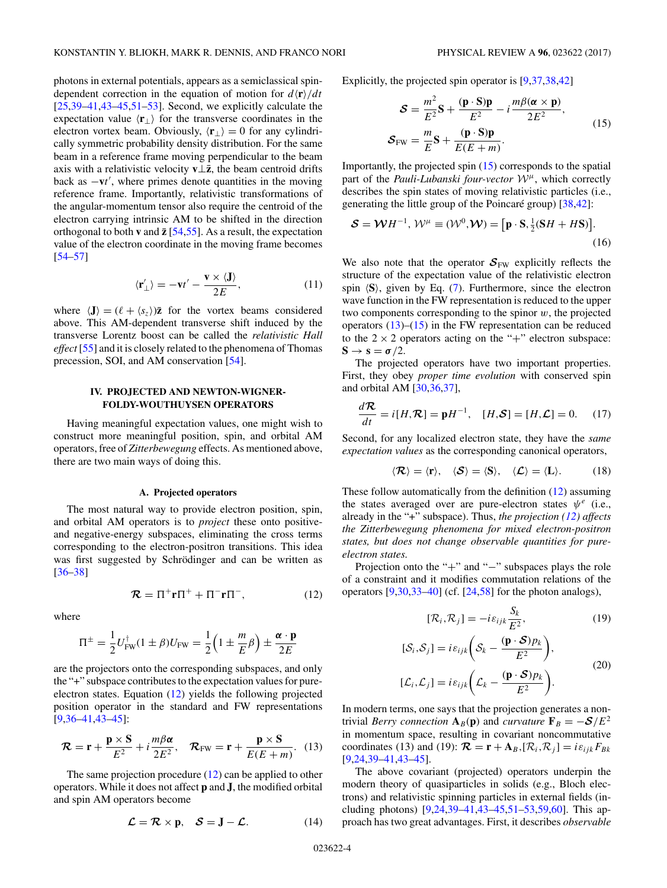photons in external potentials, appears as a semiclassical spin-dependent correction in the equation of motion for $d\langle \mathbf{r}\rangle/dt$ [25,39–41,43–45,51–53]. Second, we explicitly calculate the expectation value $\langle \mathbf{r}_\perp\rangle$ for the transverse coordinates in the electron vortex beam. Obviously, $\langle \mathbf{r}_\perp\rangle = 0$ for any cylindrically symmetric probability density distribution. For the same beam in a reference frame moving perpendicular to the beam axis with a relativistic velocity $\mathbf{v}\perp\bar{\mathbf{z}}$, the beam centroid drifts back as $-\mathbf{v}t'$, where primes denote quantities in the moving reference frame. Importantly, relativistic transformations of the angular-momentum tensor also require the centroid of the electron carrying intrinsic AM to be shifted in the direction orthogonal to both $\mathbf{v}$ and $\bar{\mathbf{z}}$ [54,55]. As a result, the expectation value of the electron coordinate in the moving frame becomes [54–57]

$$\langle \mathbf{r}'_\perp\rangle = -\mathbf{v}t' - \frac{\mathbf{v}\times\langle \mathbf{J}\rangle}{2E}, \tag{11}$$

where $\langle \mathbf{J}\rangle = (\ell + \langle s_z\rangle)\bar{\mathbf{z}}$ for the vortex beams considered above. This AM-dependent transverse shift induced by the transverse Lorentz boost can be called the *relativistic Hall effect* [55] and it is closely related to the phenomena of Thomas precession, SOI, and AM conservation [54].

## IV. PROJECTED AND NEWTON-WIGNER-FOLDY-WOUTHUYSEN OPERATORS

Having meaningful expectation values, one might wish to construct more meaningful position, spin, and orbital AM operators, free of *Zitterbewegung* effects. As mentioned above, there are two main ways of doing this.

### A. Projected operators

The most natural way to provide electron position, spin, and orbital AM operators is to *project* these onto positive- and negative-energy subspaces, eliminating the cross terms corresponding to the electron-positron transitions. This idea was first suggested by Schrödinger and can be written as [36–38]

$$\boldsymbol{\mathcal{R}} = \Pi^+\mathbf{r}\Pi^+ + \Pi^-\mathbf{r}\Pi^-, \tag{12}$$

where

$$\Pi^\pm = \frac{1}{2}U_{\rm FW}^\dagger(1\pm\beta)U_{\rm FW} = \frac{1}{2}\left(1\pm\frac{m}{E}\beta\right) \pm \frac{\boldsymbol{\alpha}\cdot\mathbf{p}}{2E}$$

are the projectors onto the corresponding subspaces, and only the "+" subspace contributes to the expectation values for pure-electron states. Equation (12) yields the following projected position operator in the standard and FW representations [9,36–41,43–45]:

$$\boldsymbol{\mathcal{R}} = \mathbf{r} + \frac{\mathbf{p}\times\mathbf{S}}{E^2} + i\frac{m\beta\boldsymbol{\alpha}}{2E^2}, \quad \boldsymbol{\mathcal{R}}_{\rm FW} = \mathbf{r} + \frac{\mathbf{p}\times\mathbf{S}}{E(E+m)}. \tag{13}$$

The same projection procedure (12) can be applied to other operators. While it does not affect $\mathbf{p}$ and $\mathbf{J}$, the modified orbital and spin AM operators become

$$\boldsymbol{\mathcal{L}} = \boldsymbol{\mathcal{R}}\times\mathbf{p}, \quad \boldsymbol{\mathcal{S}} = \mathbf{J} - \boldsymbol{\mathcal{L}}. \tag{14}$$

Explicitly, the projected spin operator is [9,37,38,42]

$$\begin{aligned}\boldsymbol{\mathcal{S}} &= \frac{m^2}{E^2}\mathbf{S} + \frac{(\mathbf{p}\cdot\mathbf{S})\mathbf{p}}{E^2} - i\frac{m\beta(\boldsymbol{\alpha}\times\mathbf{p})}{2E^2},\\ \boldsymbol{\mathcal{S}}_{\rm FW} &= \frac{m}{E}\mathbf{S} + \frac{(\mathbf{p}\cdot\mathbf{S})\mathbf{p}}{E(E+m)}.\end{aligned} \tag{15}$$

Importantly, the projected spin (15) corresponds to the spatial part of the *Pauli-Lubanski four-vector* $\mathcal{W}^\mu$, which correctly describes the spin states of moving relativistic particles (i.e., generating the little group of the Poincaré group) [38,42]:

$$\boldsymbol{\mathcal{S}} = \boldsymbol{\mathcal{W}}H^{-1}, \; \mathcal{W}^\mu \equiv (\mathcal{W}^0,\boldsymbol{\mathcal{W}}) = \left[\mathbf{p}\cdot\mathbf{S}, \tfrac{1}{2}(\mathbf{S}H + H\mathbf{S})\right]. \tag{16}$$

We also note that the operator $\boldsymbol{\mathcal{S}}_{\rm FW}$ explicitly reflects the structure of the expectation value of the relativistic electron spin $\langle \mathbf{S}\rangle$, given by Eq. (7). Furthermore, since the electron wave function in the FW representation is reduced to the upper two components corresponding to the spinor $w$, the projected operators (13)–(15) in the FW representation can be reduced to the $2\times 2$ operators acting on the "+" electron subspace: $\mathbf{S}\to\mathbf{s} = \boldsymbol{\sigma}/2$.

The projected operators have two important properties. First, they obey *proper time evolution* with conserved spin and orbital AM [30,36,37],

$$\frac{d\boldsymbol{\mathcal{R}}}{dt} = i[H,\boldsymbol{\mathcal{R}}] = \mathbf{p}H^{-1}, \quad [H,\boldsymbol{\mathcal{S}}] = [H,\boldsymbol{\mathcal{L}}] = 0. \tag{17}$$

Second, for any localized electron state, they have the *same expectation values* as the corresponding canonical operators,

$$\langle \boldsymbol{\mathcal{R}}\rangle = \langle \mathbf{r}\rangle, \quad \langle \boldsymbol{\mathcal{S}}\rangle = \langle \mathbf{S}\rangle, \quad \langle \boldsymbol{\mathcal{L}}\rangle = \langle \mathbf{L}\rangle. \tag{18}$$

These follow automatically from the definition (12) assuming the states averaged over are pure-electron states $\psi^e$ (i.e., already in the "+" subspace). Thus, *the projection (12) affects the Zitterbewegung phenomena for mixed electron-positron states, but does not change observable quantities for pure-electron states.*

Projection onto the "+" and "−" subspaces plays the role of a constraint and it modifies commutation relations of the operators [9,30,33–40] (cf. [24,58] for the photon analogs),

$$[\mathcal{R}_i,\mathcal{R}_j] = -i\varepsilon_{ijk}\frac{\mathcal{S}_k}{E^2}, \tag{19}$$

$$\begin{aligned}[\mathcal{S}_i,\mathcal{S}_j] &= i\varepsilon_{ijk}\left(\mathcal{S}_k - \frac{(\mathbf{p}\cdot\boldsymbol{\mathcal{S}})p_k}{E^2}\right),\\ [\mathcal{L}_i,\mathcal{L}_j] &= i\varepsilon_{ijk}\left(\mathcal{L}_k - \frac{(\mathbf{p}\cdot\boldsymbol{\mathcal{S}})p_k}{E^2}\right).\end{aligned} \tag{20}$$

In modern terms, one says that the projection generates a nontrivial *Berry connection* $\mathbf{A}_B(\mathbf{p})$ and *curvature* $\mathbf{F}_B = -\boldsymbol{\mathcal{S}}/E^2$ in momentum space, resulting in covariant noncommutative coordinates (13) and (19): $\boldsymbol{\mathcal{R}} = \mathbf{r} + \mathbf{A}_B, [\mathcal{R}_i,\mathcal{R}_j] = i\varepsilon_{ijk}F_{Bk}$ [9,24,39–41,43–45].

The above covariant (projected) operators underpin the modern theory of quasiparticles in solids (e.g., Bloch electrons) and relativistic spinning particles in external fields (including photons) [9,24,39–41,43–45,51–53,59,60]. This approach has two great advantages. First, it describes *observable*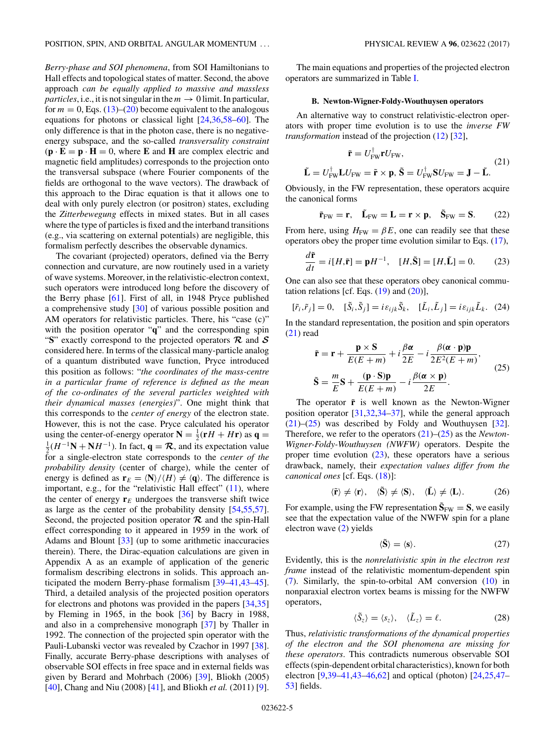*Berry-phase and SOI phenomena*, from SOI Hamiltonians to Hall effects and topological states of matter. Second, the above approach *can be equally applied to massive and massless particles*, i.e., it is not singular in the $m \to 0$ limit. In particular, for $m = 0$, Eqs. (13)–(20) become equivalent to the analogous equations for photons or classical light [24,36,58–60]. The only difference is that in the photon case, there is no negative-energy subspace, and the so-called *transversality constraint* ($\mathbf{p} \cdot \mathbf{E} = \mathbf{p} \cdot \mathbf{H} = 0$, where $\mathbf{E}$ and $\mathbf{H}$ are complex electric and magnetic field amplitudes) corresponds to the projection onto the transversal subspace (where Fourier components of the fields are orthogonal to the wave vectors). The drawback of this approach to the Dirac equation is that it allows one to deal with only purely electron (or positron) states, excluding the *Zitterbewegung* effects in mixed states. But in all cases where the type of particles is fixed and the interband transitions (e.g., via scattering on external potentials) are negligible, this formalism perfectly describes the observable dynamics.

The covariant (projected) operators, defined via the Berry connection and curvature, are now routinely used in a variety of wave systems. Moreover, in the relativistic-electron context, such operators were introduced long before the discovery of the Berry phase [61]. First of all, in 1948 Pryce published a comprehensive study [30] of various possible position and AM operators for relativistic particles. There, his "case (c)" with the position operator "$\mathbf{q}$" and the corresponding spin "$\mathbf{S}$" exactly correspond to the projected operators $\boldsymbol{\mathcal{R}}$ and $\boldsymbol{\mathcal{S}}$ considered here. In terms of the classical many-particle analog of a quantum distributed wave function, Pryce introduced this position as follows: "*the coordinates of the mass-centre in a particular frame of reference is defined as the mean of the co-ordinates of the several particles weighted with their dynamical masses (energies)*". One might think that this corresponds to the *center of energy* of the electron state. However, this is not the case. Pryce calculated his operator using the center-of-energy operator $\mathbf{N} = \frac{1}{2}(\mathbf{r}H + H\mathbf{r})$ as $\mathbf{q} = \frac{1}{2}(H^{-1}\mathbf{N} + \mathbf{N}H^{-1})$. In fact, $\mathbf{q} = \boldsymbol{\mathcal{R}}$, and its expectation value for a single-electron state corresponds to the *center of the probability density* (center of charge), while the center of energy is defined as $\mathbf{r}_E = \langle \mathbf{N} \rangle / \langle H \rangle \neq \langle \mathbf{q} \rangle$. The difference is important, e.g., for the "relativistic Hall effect" (11), where the center of energy $\mathbf{r}_E$ undergoes the transverse shift twice as large as the center of the probability density [54,55,57]. Second, the projected position operator $\boldsymbol{\mathcal{R}}$ and the spin-Hall effect corresponding to it appeared in 1959 in the work of Adams and Blount [33] (up to some arithmetic inaccuracies therein). There, the Dirac-equation calculations are given in Appendix A as an example of application of the generic formalism describing electrons in solids. This approach anticipated the modern Berry-phase formalism [39–41,43–45]. Third, a detailed analysis of the projected position operators for electrons and photons was provided in the papers [34,35] by Fleming in 1965, in the book [36] by Bacry in 1988, and also in a comprehensive monograph [37] by Thaller in 1992. The connection of the projected spin operator with the Pauli-Lubanski vector was revealed by Czachor in 1997 [38]. Finally, accurate Berry-phase descriptions with analyses of observable SOI effects in free space and in external fields was given by Berard and Mohrbach (2006) [39], Bliokh (2005) [40], Chang and Niu (2008) [41], and Bliokh *et al.* (2011) [9].

The main equations and properties of the projected electron operators are summarized in Table I.

### B. Newton-Wigner-Foldy-Wouthuysen operators

An alternative way to construct relativistic-electron operators with proper time evolution is to use the *inverse FW transformation* instead of the projection (12) [32],

$$
\begin{gathered}
\tilde{\mathbf{r}} = U_{\rm FW}^{\dagger} \mathbf{r} U_{\rm FW}, \\
\tilde{\mathbf{L}} = U_{\rm FW}^{\dagger} \mathbf{L} U_{\rm FW} = \tilde{\mathbf{r}} \times \mathbf{p}, \ \tilde{\mathbf{S}} = U_{\rm FW}^{\dagger} \mathbf{S} U_{\rm FW} = \mathbf{J} - \tilde{\mathbf{L}}.
\end{gathered} \tag{21}
$$

Obviously, in the FW representation, these operators acquire the canonical forms

$$
\tilde{\mathbf{r}}_{\rm FW} = \mathbf{r}, \quad \tilde{\mathbf{L}}_{\rm FW} = \mathbf{L} = \mathbf{r} \times \mathbf{p}, \quad \tilde{\mathbf{S}}_{\rm FW} = \mathbf{S}. \tag{22}
$$

From here, using $H_{\rm FW} = \beta E$, one can readily see that these operators obey the proper time evolution similar to Eqs. (17),

$$
\frac{d\tilde{\mathbf{r}}}{dt} = i[H,\tilde{\mathbf{r}}] = \mathbf{p}H^{-1}, \quad [H,\tilde{\mathbf{S}}] = [H,\tilde{\mathbf{L}}] = 0. \tag{23}
$$

One can also see that these operators obey canonical commutation relations [cf. Eqs. (19) and (20)],

$$
[\tilde{r}_i,\tilde{r}_j] = 0, \quad [\tilde{S}_i,\tilde{S}_j] = i\varepsilon_{ijk}\tilde{S}_k, \quad [\tilde{L}_i,\tilde{L}_j] = i\varepsilon_{ijk}\tilde{L}_k. \tag{24}
$$

In the standard representation, the position and spin operators (21) read

$$
\begin{gathered}
\tilde{\mathbf{r}} = \mathbf{r} + \frac{\mathbf{p} \times \mathbf{S}}{E(E+m)} + i\frac{\beta\boldsymbol{\alpha}}{2E} - i\frac{\beta(\boldsymbol{\alpha} \cdot \mathbf{p})\mathbf{p}}{2E^2(E+m)}, \\
\tilde{\mathbf{S}} = \frac{m}{E}\mathbf{S} + \frac{(\mathbf{p} \cdot \mathbf{S})\mathbf{p}}{E(E+m)} - i\frac{\beta(\boldsymbol{\alpha} \times \mathbf{p})}{2E}.
\end{gathered} \tag{25}
$$

The operator $\tilde{\mathbf{r}}$ is well known as the Newton-Wigner position operator [31,32,34–37], while the general approach (21)–(25) was described by Foldy and Wouthuysen [32]. Therefore, we refer to the operators (21)–(25) as the *Newton-Wigner-Foldy-Wouthuysen (NWFW)* operators. Despite the proper time evolution (23), these operators have a serious drawback, namely, their *expectation values differ from the canonical ones* [cf. Eqs. (18)]:

$$
\langle \tilde{\mathbf{r}} \rangle \neq \langle \mathbf{r} \rangle, \quad \langle \tilde{\mathbf{S}} \rangle \neq \langle \mathbf{S} \rangle, \quad \langle \tilde{\mathbf{L}} \rangle \neq \langle \mathbf{L} \rangle. \tag{26}
$$

For example, using the FW representation $\tilde{\mathbf{S}}_{\rm FW} = \mathbf{S}$, we easily see that the expectation value of the NWFW spin for a plane electron wave (2) yields

$$
\langle \tilde{\mathbf{S}} \rangle = \langle \mathbf{s} \rangle. \tag{27}
$$

Evidently, this is the *nonrelativistic spin in the electron rest frame* instead of the relativistic momentum-dependent spin (7). Similarly, the spin-to-orbital AM conversion (10) in nonparaxial electron vortex beams is missing for the NWFW operators,

$$
\langle \tilde{S}_z \rangle = \langle s_z \rangle, \quad \langle \tilde{L}_z \rangle = \ell. \tag{28}
$$

Thus, *relativistic transformations of the dynamical properties of the electron and the SOI phenomena are missing for these operators*. This contradicts numerous observable SOI effects (spin-dependent orbital characteristics), known for both electron [9,39–41,43–46,62] and optical (photon) [24,25,47–53] fields.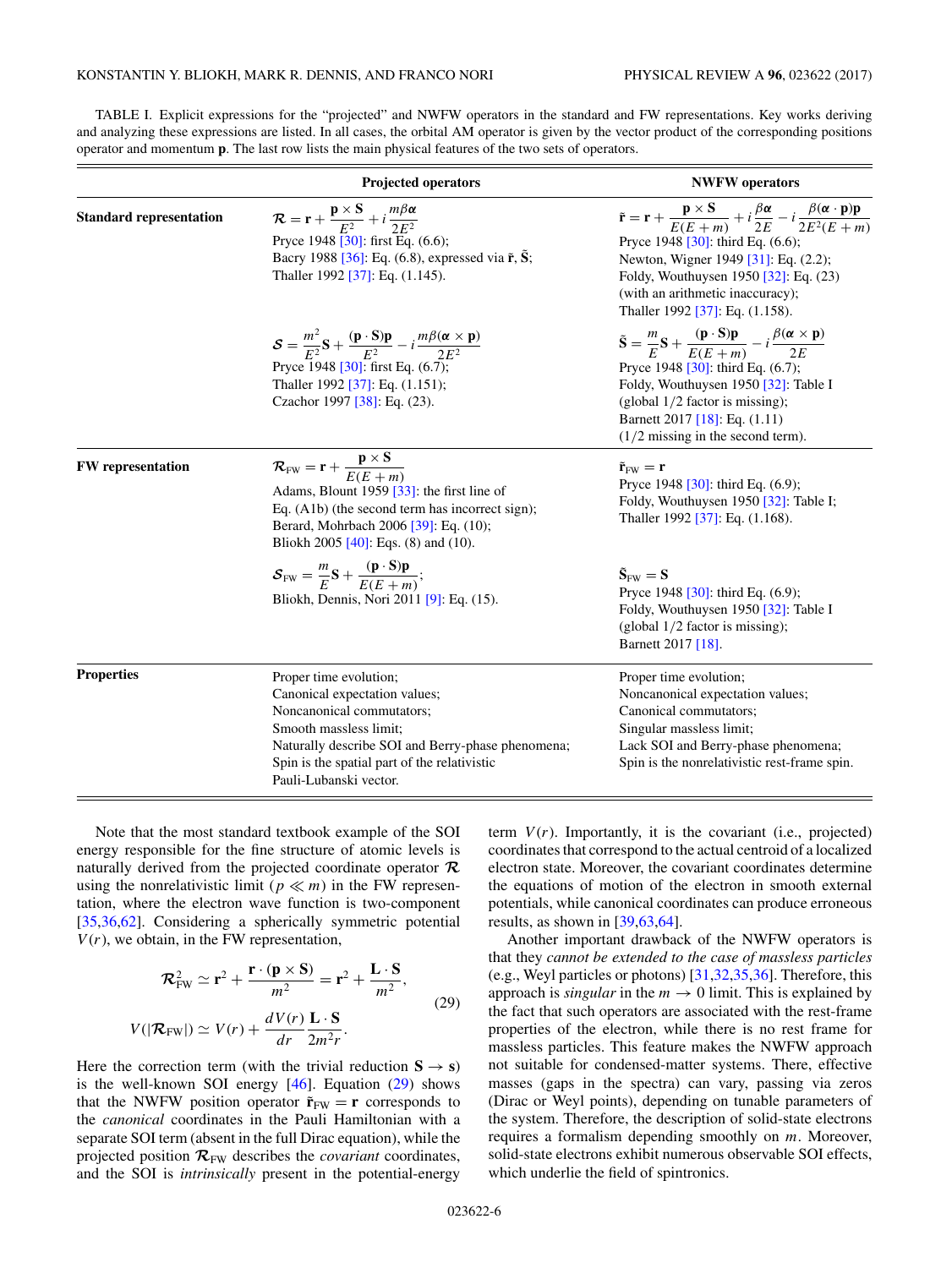TABLE I. Explicit expressions for the "projected" and NWFW operators in the standard and FW representations. Key works deriving and analyzing these expressions are listed. In all cases, the orbital AM operator is given by the vector product of the corresponding positions operator and momentum $\mathbf{p}$. The last row lists the main physical features of the two sets of operators.

| | Projected operators | NWFW operators |
|---|---|---|
| **Standard representation** | $\boldsymbol{\mathcal{R}} = \mathbf{r} + \dfrac{\mathbf{p}\times\mathbf{S}}{E^2} + i\dfrac{m\beta\boldsymbol{\alpha}}{2E^2}$<br>Pryce 1948 [30]: first Eq. (6.6);<br>Bacry 1988 [36]: Eq. (6.8), expressed via $\tilde{\mathbf{r}}$, $\tilde{\mathbf{S}}$;<br>Thaller 1992 [37]: Eq. (1.145). | $\tilde{\mathbf{r}} = \mathbf{r} + \dfrac{\mathbf{p}\times\mathbf{S}}{E(E+m)} + i\dfrac{\beta\boldsymbol{\alpha}}{2E} - i\dfrac{\beta(\boldsymbol{\alpha}\cdot\mathbf{p})\mathbf{p}}{2E^2(E+m)}$<br>Pryce 1948 [30]: third Eq. (6.6);<br>Newton, Wigner 1949 [31]: Eq. (2.2);<br>Foldy, Wouthuysen 1950 [32]: Eq. (23) (with an arithmetic inaccuracy);<br>Thaller 1992 [37]: Eq. (1.158). |
| | $\boldsymbol{\mathcal{S}} = \dfrac{m^2}{E^2}\mathbf{S} + \dfrac{(\mathbf{p}\cdot\mathbf{S})\mathbf{p}}{E^2} - i\dfrac{m\beta(\boldsymbol{\alpha}\times\mathbf{p})}{2E^2}$<br>Pryce 1948 [30]: first Eq. (6.7);<br>Thaller 1992 [37]: Eq. (1.151);<br>Czachor 1997 [38]: Eq. (23). | $\tilde{\mathbf{S}} = \dfrac{m}{E}\mathbf{S} + \dfrac{(\mathbf{p}\cdot\mathbf{S})\mathbf{p}}{E(E+m)} - i\dfrac{\beta(\boldsymbol{\alpha}\times\mathbf{p})}{2E}$<br>Pryce 1948 [30]: third Eq. (6.7);<br>Foldy, Wouthuysen 1950 [32]: Table I (global 1/2 factor is missing);<br>Barnett 2017 [18]: Eq. (1.11) (1/2 missing in the second term). |
| **FW representation** | $\boldsymbol{\mathcal{R}}_{\rm FW} = \mathbf{r} + \dfrac{\mathbf{p}\times\mathbf{S}}{E(E+m)}$<br>Adams, Blount 1959 [33]: the first line of Eq. (A1b) (the second term has incorrect sign);<br>Berard, Mohrbach 2006 [39]: Eq. (10);<br>Bliokh 2005 [40]: Eqs. (8) and (10). | $\tilde{\mathbf{r}}_{\rm FW} = \mathbf{r}$<br>Pryce 1948 [30]: third Eq. (6.9);<br>Foldy, Wouthuysen 1950 [32]: Table I;<br>Thaller 1992 [37]: Eq. (1.168). |
| | $\boldsymbol{\mathcal{S}}_{\rm FW} = \dfrac{m}{E}\mathbf{S} + \dfrac{(\mathbf{p}\cdot\mathbf{S})\mathbf{p}}{E(E+m)}$;<br>Bliokh, Dennis, Nori 2011 [9]: Eq. (15). | $\tilde{\mathbf{S}}_{\rm FW} = \mathbf{S}$<br>Pryce 1948 [30]: third Eq. (6.9);<br>Foldy, Wouthuysen 1950 [32]: Table I (global 1/2 factor is missing);<br>Barnett 2017 [18]. |
| **Properties** | Proper time evolution;<br>Canonical expectation values;<br>Noncanonical commutators;<br>Smooth massless limit;<br>Naturally describe SOI and Berry-phase phenomena;<br>Spin is the spatial part of the relativistic Pauli-Lubanski vector. | Proper time evolution;<br>Noncanonical expectation values;<br>Canonical commutators;<br>Singular massless limit;<br>Lack SOI and Berry-phase phenomena;<br>Spin is the nonrelativistic rest-frame spin. |

Note that the most standard textbook example of the SOI energy responsible for the fine structure of atomic levels is naturally derived from the projected coordinate operator $\boldsymbol{\mathcal{R}}$ using the nonrelativistic limit ($p \ll m$) in the FW representation, where the electron wave function is two-component [35,36,62]. Considering a spherically symmetric potential $V(r)$, we obtain, in the FW representation,

$$
\boldsymbol{\mathcal{R}}_{\rm FW}^2 \simeq \mathbf{r}^2 + \frac{\mathbf{r}\cdot(\mathbf{p}\times\mathbf{S})}{m^2} = \mathbf{r}^2 + \frac{\mathbf{L}\cdot\mathbf{S}}{m^2},
$$
$$
V(|\boldsymbol{\mathcal{R}}_{\rm FW}|) \simeq V(r) + \frac{dV(r)}{dr}\frac{\mathbf{L}\cdot\mathbf{S}}{2m^2 r}. \tag{29}
$$

Here the correction term (with the trivial reduction $\mathbf{S}\to\mathbf{s}$) is the well-known SOI energy [46]. Equation (29) shows that the NWFW position operator $\tilde{\mathbf{r}}_{\rm FW} = \mathbf{r}$ corresponds to the *canonical* coordinates in the Pauli Hamiltonian with a separate SOI term (absent in the full Dirac equation), while the projected position $\boldsymbol{\mathcal{R}}_{\rm FW}$ describes the *covariant* coordinates, and the SOI is *intrinsically* present in the potential-energy term $V(r)$. Importantly, it is the covariant (i.e., projected) coordinates that correspond to the actual centroid of a localized electron state. Moreover, the covariant coordinates determine the equations of motion of the electron in smooth external potentials, while canonical coordinates can produce erroneous results, as shown in [39,63,64].

Another important drawback of the NWFW operators is that they *cannot be extended to the case of massless particles* (e.g., Weyl particles or photons) [31,32,35,36]. Therefore, this approach is *singular* in the $m\to 0$ limit. This is explained by the fact that such operators are associated with the rest-frame properties of the electron, while there is no rest frame for massless particles. This feature makes the NWFW approach not suitable for condensed-matter systems. There, effective masses (gaps in the spectra) can vary, passing via zeros (Dirac or Weyl points), depending on tunable parameters of the system. Therefore, the description of solid-state electrons requires a formalism depending smoothly on $m$. Moreover, solid-state electrons exhibit numerous observable SOI effects, which underlie the field of spintronics.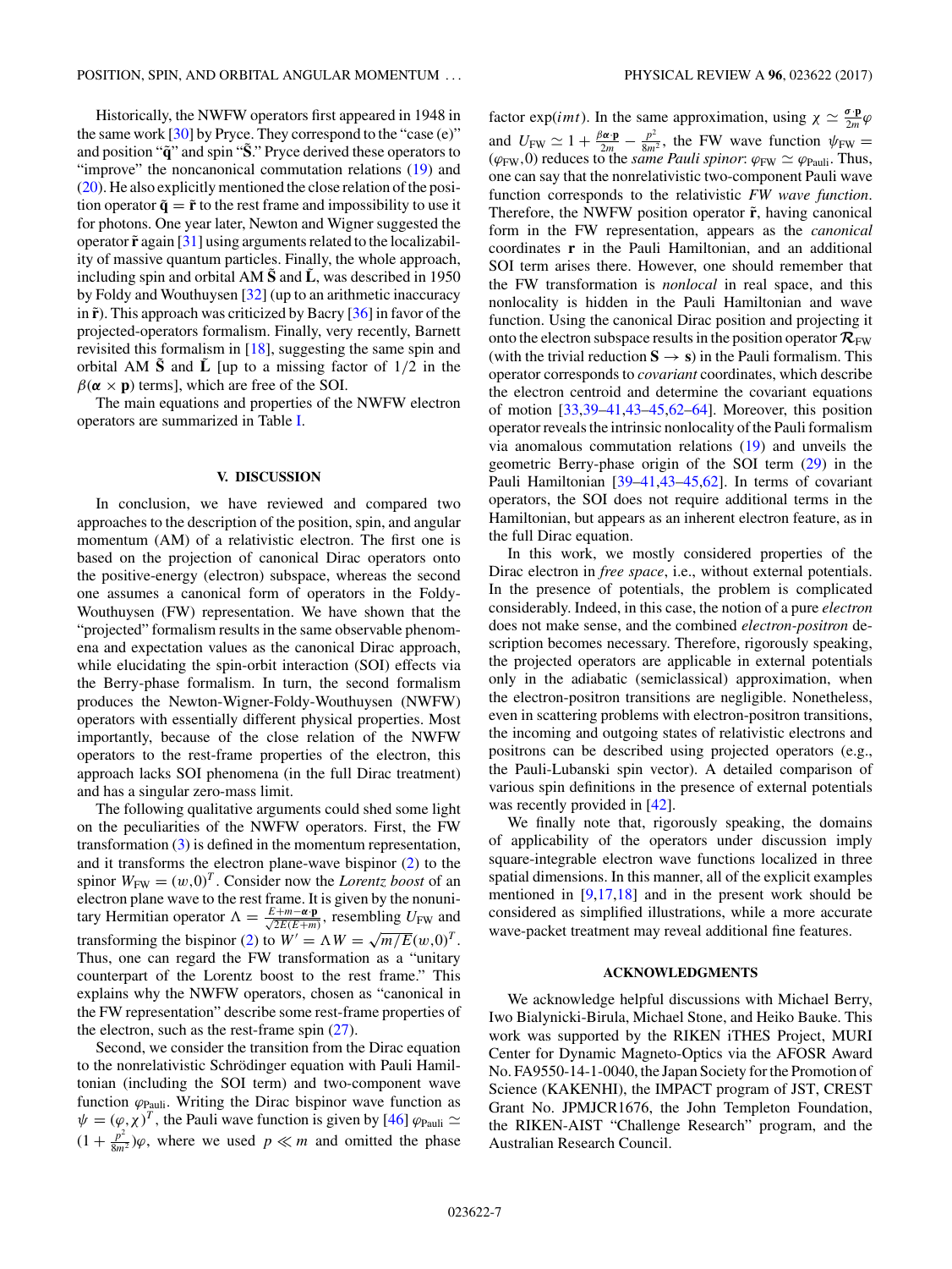Historically, the NWFW operators first appeared in 1948 in the same work [30] by Pryce. They correspond to the "case (e)" and position "$\tilde{\mathbf{q}}$" and spin "$\tilde{\mathbf{S}}$." Pryce derived these operators to "improve" the noncanonical commutation relations (19) and (20). He also explicitly mentioned the close relation of the position operator $\tilde{\mathbf{q}} = \tilde{\mathbf{r}}$ to the rest frame and impossibility to use it for photons. One year later, Newton and Wigner suggested the operator $\tilde{\mathbf{r}}$ again [31] using arguments related to the localizability of massive quantum particles. Finally, the whole approach, including spin and orbital AM $\tilde{\mathbf{S}}$ and $\tilde{\mathbf{L}}$, was described in 1950 by Foldy and Wouthuysen [32] (up to an arithmetic inaccuracy in $\tilde{\mathbf{r}}$). This approach was criticized by Bacry [36] in favor of the projected-operators formalism. Finally, very recently, Barnett revisited this formalism in [18], suggesting the same spin and orbital AM $\tilde{\mathbf{S}}$ and $\tilde{\mathbf{L}}$ [up to a missing factor of 1/2 in the $\beta(\boldsymbol{\alpha} \times \mathbf{p})$ terms], which are free of the SOI.

The main equations and properties of the NWFW electron operators are summarized in Table I.

## V. DISCUSSION

In conclusion, we have reviewed and compared two approaches to the description of the position, spin, and angular momentum (AM) of a relativistic electron. The first one is based on the projection of canonical Dirac operators onto the positive-energy (electron) subspace, whereas the second one assumes a canonical form of operators in the Foldy-Wouthuysen (FW) representation. We have shown that the "projected" formalism results in the same observable phenomena and expectation values as the canonical Dirac approach, while elucidating the spin-orbit interaction (SOI) effects via the Berry-phase formalism. In turn, the second formalism produces the Newton-Wigner-Foldy-Wouthuysen (NWFW) operators with essentially different physical properties. Most importantly, because of the close relation of the NWFW operators to the rest-frame properties of the electron, this approach lacks SOI phenomena (in the full Dirac treatment) and has a singular zero-mass limit.

The following qualitative arguments could shed some light on the peculiarities of the NWFW operators. First, the FW transformation (3) is defined in the momentum representation, and it transforms the electron plane-wave bispinor (2) to the spinor $W_{\rm FW} = (w,0)^T$. Consider now the *Lorentz boost* of an electron plane wave to the rest frame. It is given by the nonunitary Hermitian operator $\Lambda = \frac{E+m-\boldsymbol{\alpha}\cdot\mathbf{p}}{\sqrt{2E(E+m)}}$, resembling $U_{\rm FW}$ and transforming the bispinor (2) to $W' = \Lambda W = \sqrt{m/E}(w,0)^T$. Thus, one can regard the FW transformation as a "unitary counterpart of the Lorentz boost to the rest frame." This explains why the NWFW operators, chosen as "canonical in the FW representation" describe some rest-frame properties of the electron, such as the rest-frame spin (27).

Second, we consider the transition from the Dirac equation to the nonrelativistic Schrödinger equation with Pauli Hamiltonian (including the SOI term) and two-component wave function $\varphi_{\rm Pauli}$. Writing the Dirac bispinor wave function as $\psi = (\varphi,\chi)^T$, the Pauli wave function is given by [46] $\varphi_{\rm Pauli} \simeq (1 + \frac{p^2}{8m^2})\varphi$, where we used $p \ll m$ and omitted the phase factor $\exp(imt)$. In the same approximation, using $\chi \simeq \frac{\boldsymbol{\sigma}\cdot\mathbf{p}}{2m}\varphi$ and $U_{\rm FW} \simeq 1 + \frac{\beta\boldsymbol{\alpha}\cdot\mathbf{p}}{2m} - \frac{p^2}{8m^2}$, the FW wave function $\psi_{\rm FW} = (\varphi_{\rm FW},0)$ reduces to the *same Pauli spinor*: $\varphi_{\rm FW} \simeq \varphi_{\rm Pauli}$. Thus, one can say that the nonrelativistic two-component Pauli wave function corresponds to the relativistic *FW wave function*. Therefore, the NWFW position operator $\tilde{\mathbf{r}}$, having canonical form in the FW representation, appears as the *canonical* coordinates $\mathbf{r}$ in the Pauli Hamiltonian, and an additional SOI term arises there. However, one should remember that the FW transformation is *nonlocal* in real space, and this nonlocality is hidden in the Pauli Hamiltonian and wave function. Using the canonical Dirac position and projecting it onto the electron subspace results in the position operator $\boldsymbol{\mathcal{R}}_{\rm FW}$ (with the trivial reduction $\mathbf{S} \to \mathbf{s}$) in the Pauli formalism. This operator corresponds to *covariant* coordinates, which describe the electron centroid and determine the covariant equations of motion [33,39–41,43–45,62–64]. Moreover, this position operator reveals the intrinsic nonlocality of the Pauli formalism via anomalous commutation relations (19) and unveils the geometric Berry-phase origin of the SOI term (29) in the Pauli Hamiltonian [39–41,43–45,62]. In terms of covariant operators, the SOI does not require additional terms in the Hamiltonian, but appears as an inherent electron feature, as in the full Dirac equation.

In this work, we mostly considered properties of the Dirac electron in *free space*, i.e., without external potentials. In the presence of potentials, the problem is complicated considerably. Indeed, in this case, the notion of a pure *electron* does not make sense, and the combined *electron-positron* description becomes necessary. Therefore, rigorously speaking, the projected operators are applicable in external potentials only in the adiabatic (semiclassical) approximation, when the electron-positron transitions are negligible. Nonetheless, even in scattering problems with electron-positron transitions, the incoming and outgoing states of relativistic electrons and positrons can be described using projected operators (e.g., the Pauli-Lubanski spin vector). A detailed comparison of various spin definitions in the presence of external potentials was recently provided in [42].

We finally note that, rigorously speaking, the domains of applicability of the operators under discussion imply square-integrable electron wave functions localized in three spatial dimensions. In this manner, all of the explicit examples mentioned in [9,17,18] and in the present work should be considered as simplified illustrations, while a more accurate wave-packet treatment may reveal additional fine features.

## ACKNOWLEDGMENTS

We acknowledge helpful discussions with Michael Berry, Iwo Bialynicki-Birula, Michael Stone, and Heiko Bauke. This work was supported by the RIKEN iTHES Project, MURI Center for Dynamic Magneto-Optics via the AFOSR Award No. FA9550-14-1-0040, the Japan Society for the Promotion of Science (KAKENHI), the IMPACT program of JST, CREST Grant No. JPMJCR1676, the John Templeton Foundation, the RIKEN-AIST "Challenge Research" program, and the Australian Research Council.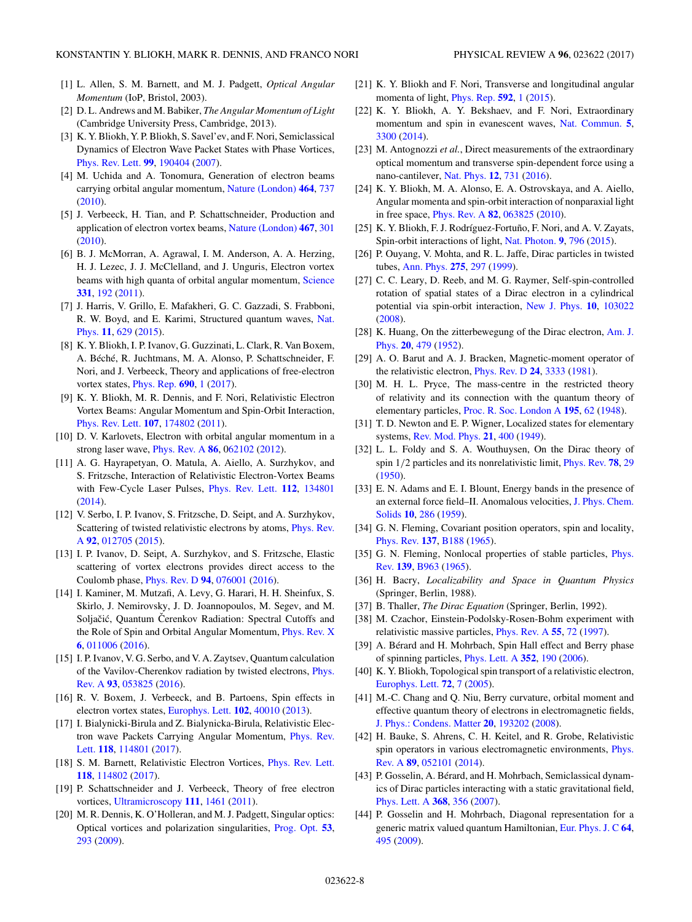- [1] L. Allen, S. M. Barnett, and M. J. Padgett, *Optical Angular Momentum* (IoP, Bristol, 2003).
- [2] D. L. Andrews and M. Babiker, *The Angular Momentum of Light* (Cambridge University Press, Cambridge, 2013).
- [3] K. Y. Bliokh, Y. P. Bliokh, S. Savel'ev, and F. Nori, Semiclassical Dynamics of Electron Wave Packet States with Phase Vortices, Phys. Rev. Lett. **99**, 190404 (2007).
- [4] M. Uchida and A. Tonomura, Generation of electron beams carrying orbital angular momentum, Nature (London) **464**, 737 (2010).
- [5] J. Verbeeck, H. Tian, and P. Schattschneider, Production and application of electron vortex beams, Nature (London) **467**, 301 (2010).
- [6] B. J. McMorran, A. Agrawal, I. M. Anderson, A. A. Herzing, H. J. Lezec, J. J. McClelland, and J. Unguris, Electron vortex beams with high quanta of orbital angular momentum, Science **331**, 192 (2011).
- [7] J. Harris, V. Grillo, E. Mafakheri, G. C. Gazzadi, S. Frabboni, R. W. Boyd, and E. Karimi, Structured quantum waves, Nat. Phys. **11**, 629 (2015).
- [8] K. Y. Bliokh, I. P. Ivanov, G. Guzzinati, L. Clark, R. Van Boxem, A. Béché, R. Juchtmans, M. A. Alonso, P. Schattschneider, F. Nori, and J. Verbeeck, Theory and applications of free-electron vortex states, Phys. Rep. **690**, 1 (2017).
- [9] K. Y. Bliokh, M. R. Dennis, and F. Nori, Relativistic Electron Vortex Beams: Angular Momentum and Spin-Orbit Interaction, Phys. Rev. Lett. **107**, 174802 (2011).
- [10] D. V. Karlovets, Electron with orbital angular momentum in a strong laser wave, Phys. Rev. A **86**, 062102 (2012).
- [11] A. G. Hayrapetyan, O. Matula, A. Aiello, A. Surzhykov, and S. Fritzsche, Interaction of Relativistic Electron-Vortex Beams with Few-Cycle Laser Pulses, Phys. Rev. Lett. **112**, 134801 (2014).
- [12] V. Serbo, I. P. Ivanov, S. Fritzsche, D. Seipt, and A. Surzhykov, Scattering of twisted relativistic electrons by atoms, Phys. Rev. A **92**, 012705 (2015).
- [13] I. P. Ivanov, D. Seipt, A. Surzhykov, and S. Fritzsche, Elastic scattering of vortex electrons provides direct access to the Coulomb phase, Phys. Rev. D **94**, 076001 (2016).
- [14] I. Kaminer, M. Mutzafi, A. Levy, G. Harari, H. H. Sheinfux, S. Skirlo, J. Nemirovsky, J. D. Joannopoulos, M. Segev, and M. Soljačić, Quantum Čerenkov Radiation: Spectral Cutoffs and the Role of Spin and Orbital Angular Momentum, Phys. Rev. X **6**, 011006 (2016).
- [15] I. P. Ivanov, V. G. Serbo, and V. A. Zaytsev, Quantum calculation of the Vavilov-Cherenkov radiation by twisted electrons, Phys. Rev. A **93**, 053825 (2016).
- [16] R. V. Boxem, J. Verbeeck, and B. Partoens, Spin effects in electron vortex states, Europhys. Lett. **102**, 40010 (2013).
- [17] I. Bialynicki-Birula and Z. Bialynicka-Birula, Relativistic Electron wave Packets Carrying Angular Momentum, Phys. Rev. Lett. **118**, 114801 (2017).
- [18] S. M. Barnett, Relativistic Electron Vortices, Phys. Rev. Lett. **118**, 114802 (2017).
- [19] P. Schattschneider and J. Verbeeck, Theory of free electron vortices, Ultramicroscopy **111**, 1461 (2011).
- [20] M. R. Dennis, K. O'Holleran, and M. J. Padgett, Singular optics: Optical vortices and polarization singularities, Prog. Opt. **53**, 293 (2009).
- [21] K. Y. Bliokh and F. Nori, Transverse and longitudinal angular momenta of light, Phys. Rep. **592**, 1 (2015).
- [22] K. Y. Bliokh, A. Y. Bekshaev, and F. Nori, Extraordinary momentum and spin in evanescent waves, Nat. Commun. **5**, 3300 (2014).
- [23] M. Antognozzi *et al.*, Direct measurements of the extraordinary optical momentum and transverse spin-dependent force using a nano-cantilever, Nat. Phys. **12**, 731 (2016).
- [24] K. Y. Bliokh, M. A. Alonso, E. A. Ostrovskaya, and A. Aiello, Angular momenta and spin-orbit interaction of nonparaxial light in free space, Phys. Rev. A **82**, 063825 (2010).
- [25] K. Y. Bliokh, F. J. Rodríguez-Fortuño, F. Nori, and A. V. Zayats, Spin-orbit interactions of light, Nat. Photon. **9**, 796 (2015).
- [26] P. Ouyang, V. Mohta, and R. L. Jaffe, Dirac particles in twisted tubes, Ann. Phys. **275**, 297 (1999).
- [27] C. C. Leary, D. Reeb, and M. G. Raymer, Self-spin-controlled rotation of spatial states of a Dirac electron in a cylindrical potential via spin-orbit interaction, New J. Phys. **10**, 103022 (2008).
- [28] K. Huang, On the zitterbewegung of the Dirac electron, Am. J. Phys. **20**, 479 (1952).
- [29] A. O. Barut and A. J. Bracken, Magnetic-moment operator of the relativistic electron, Phys. Rev. D **24**, 3333 (1981).
- [30] M. H. L. Pryce, The mass-centre in the restricted theory of relativity and its connection with the quantum theory of elementary particles, Proc. R. Soc. London A **195**, 62 (1948).
- [31] T. D. Newton and E. P. Wigner, Localized states for elementary systems, Rev. Mod. Phys. **21**, 400 (1949).
- [32] L. L. Foldy and S. A. Wouthuysen, On the Dirac theory of spin 1/2 particles and its nonrelativistic limit, Phys. Rev. **78**, 29 (1950).
- [33] E. N. Adams and E. I. Blount, Energy bands in the presence of an external force field–II. Anomalous velocities, J. Phys. Chem. Solids **10**, 286 (1959).
- [34] G. N. Fleming, Covariant position operators, spin and locality, Phys. Rev. **137**, B188 (1965).
- [35] G. N. Fleming, Nonlocal properties of stable particles, Phys. Rev. **139**, B963 (1965).
- [36] H. Bacry, *Localizability and Space in Quantum Physics* (Springer, Berlin, 1988).
- [37] B. Thaller, *The Dirac Equation* (Springer, Berlin, 1992).
- [38] M. Czachor, Einstein-Podolsky-Rosen-Bohm experiment with relativistic massive particles, Phys. Rev. A **55**, 72 (1997).
- [39] A. Bérard and H. Mohrbach, Spin Hall effect and Berry phase of spinning particles, Phys. Lett. A **352**, 190 (2006).
- [40] K. Y. Bliokh, Topological spin transport of a relativistic electron, Europhys. Lett. **72**, 7 (2005).
- [41] M.-C. Chang and Q. Niu, Berry curvature, orbital moment and effective quantum theory of electrons in electromagnetic fields, J. Phys.: Condens. Matter **20**, 193202 (2008).
- [42] H. Bauke, S. Ahrens, C. H. Keitel, and R. Grobe, Relativistic spin operators in various electromagnetic environments, Phys. Rev. A **89**, 052101 (2014).
- [43] P. Gosselin, A. Bérard, and H. Mohrbach, Semiclassical dynamics of Dirac particles interacting with a static gravitational field, Phys. Lett. A **368**, 356 (2007).
- [44] P. Gosselin and H. Mohrbach, Diagonal representation for a generic matrix valued quantum Hamiltonian, Eur. Phys. J. C **64**, 495 (2009).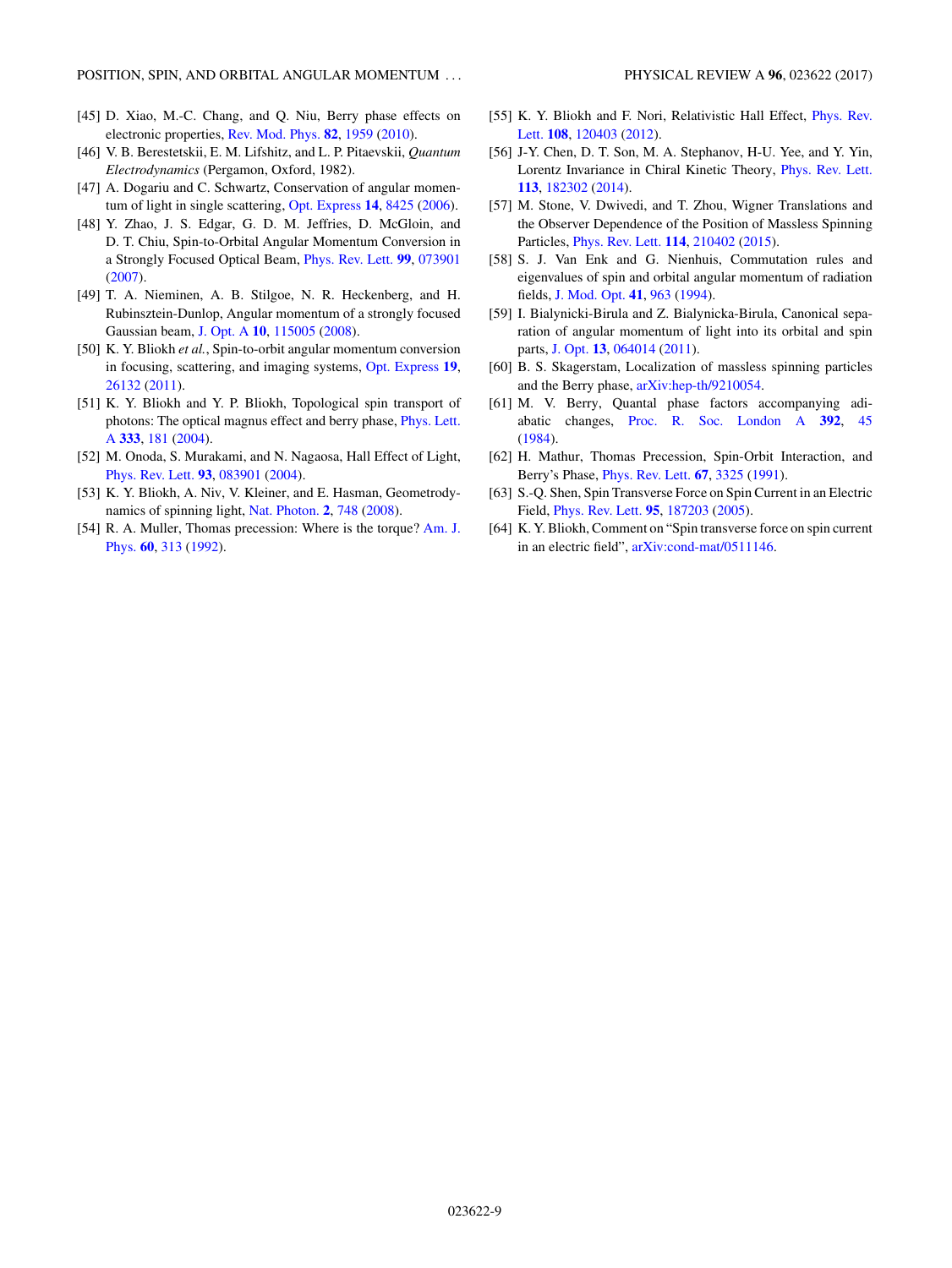[45] D. Xiao, M.-C. Chang, and Q. Niu, Berry phase effects on electronic properties, Rev. Mod. Phys. **82**, 1959 (2010).

[46] V. B. Berestetskii, E. M. Lifshitz, and L. P. Pitaevskii, *Quantum Electrodynamics* (Pergamon, Oxford, 1982).

[47] A. Dogariu and C. Schwartz, Conservation of angular momentum of light in single scattering, Opt. Express **14**, 8425 (2006).

[48] Y. Zhao, J. S. Edgar, G. D. M. Jeffries, D. McGloin, and D. T. Chiu, Spin-to-Orbital Angular Momentum Conversion in a Strongly Focused Optical Beam, Phys. Rev. Lett. **99**, 073901 (2007).

[49] T. A. Nieminen, A. B. Stilgoe, N. R. Heckenberg, and H. Rubinsztein-Dunlop, Angular momentum of a strongly focused Gaussian beam, J. Opt. A **10**, 115005 (2008).

[50] K. Y. Bliokh *et al.*, Spin-to-orbit angular momentum conversion in focusing, scattering, and imaging systems, Opt. Express **19**, 26132 (2011).

[51] K. Y. Bliokh and Y. P. Bliokh, Topological spin transport of photons: The optical magnus effect and berry phase, Phys. Lett. A **333**, 181 (2004).

[52] M. Onoda, S. Murakami, and N. Nagaosa, Hall Effect of Light, Phys. Rev. Lett. **93**, 083901 (2004).

[53] K. Y. Bliokh, A. Niv, V. Kleiner, and E. Hasman, Geometrodynamics of spinning light, Nat. Photon. **2**, 748 (2008).

[54] R. A. Muller, Thomas precession: Where is the torque? Am. J. Phys. **60**, 313 (1992).

[55] K. Y. Bliokh and F. Nori, Relativistic Hall Effect, Phys. Rev. Lett. **108**, 120403 (2012).

[56] J-Y. Chen, D. T. Son, M. A. Stephanov, H-U. Yee, and Y. Yin, Lorentz Invariance in Chiral Kinetic Theory, Phys. Rev. Lett. **113**, 182302 (2014).

[57] M. Stone, V. Dwivedi, and T. Zhou, Wigner Translations and the Observer Dependence of the Position of Massless Spinning Particles, Phys. Rev. Lett. **114**, 210402 (2015).

[58] S. J. Van Enk and G. Nienhuis, Commutation rules and eigenvalues of spin and orbital angular momentum of radiation fields, J. Mod. Opt. **41**, 963 (1994).

[59] I. Bialynicki-Birula and Z. Bialynicka-Birula, Canonical separation of angular momentum of light into its orbital and spin parts, J. Opt. **13**, 064014 (2011).

[60] B. S. Skagerstam, Localization of massless spinning particles and the Berry phase, arXiv:hep-th/9210054.

[61] M. V. Berry, Quantal phase factors accompanying adiabatic changes, Proc. R. Soc. London A **392**, 45 (1984).

[62] H. Mathur, Thomas Precession, Spin-Orbit Interaction, and Berry's Phase, Phys. Rev. Lett. **67**, 3325 (1991).

[63] S.-Q. Shen, Spin Transverse Force on Spin Current in an Electric Field, Phys. Rev. Lett. **95**, 187203 (2005).

[64] K. Y. Bliokh, Comment on "Spin transverse force on spin current in an electric field", arXiv:cond-mat/0511146.